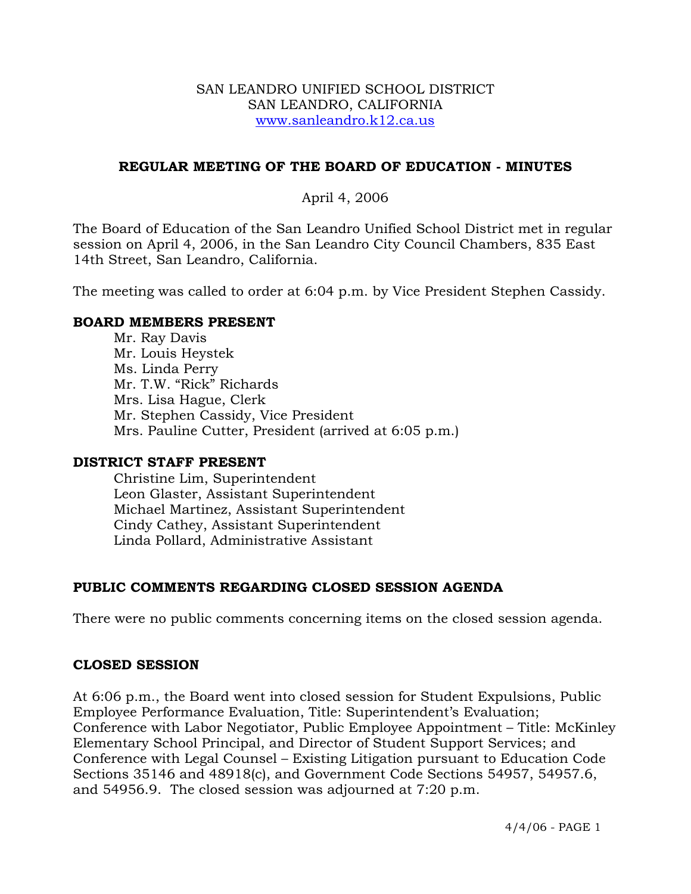SAN LEANDRO UNIFIED SCHOOL DISTRICT
SAN LEANDRO, CALIFORNIA
www.sanleandro.k12.ca.us

## REGULAR MEETING OF THE BOARD OF EDUCATION - MINUTES

April 4, 2006

The Board of Education of the San Leandro Unified School District met in regular session on April 4, 2006, in the San Leandro City Council Chambers, 835 East 14th Street, San Leandro, California.

The meeting was called to order at 6:04 p.m. by Vice President Stephen Cassidy.

### BOARD MEMBERS PRESENT

Mr. Ray Davis
Mr. Louis Heystek
Ms. Linda Perry
Mr. T.W. "Rick" Richards
Mrs. Lisa Hague, Clerk
Mr. Stephen Cassidy, Vice President
Mrs. Pauline Cutter, President (arrived at 6:05 p.m.)

### DISTRICT STAFF PRESENT

Christine Lim, Superintendent
Leon Glaster, Assistant Superintendent
Michael Martinez, Assistant Superintendent
Cindy Cathey, Assistant Superintendent
Linda Pollard, Administrative Assistant

### PUBLIC COMMENTS REGARDING CLOSED SESSION AGENDA

There were no public comments concerning items on the closed session agenda.

### CLOSED SESSION

At 6:06 p.m., the Board went into closed session for Student Expulsions, Public Employee Performance Evaluation, Title: Superintendent's Evaluation; Conference with Labor Negotiator, Public Employee Appointment – Title: McKinley Elementary School Principal, and Director of Student Support Services; and Conference with Legal Counsel – Existing Litigation pursuant to Education Code Sections 35146 and 48918(c), and Government Code Sections 54957, 54957.6, and 54956.9. The closed session was adjourned at 7:20 p.m.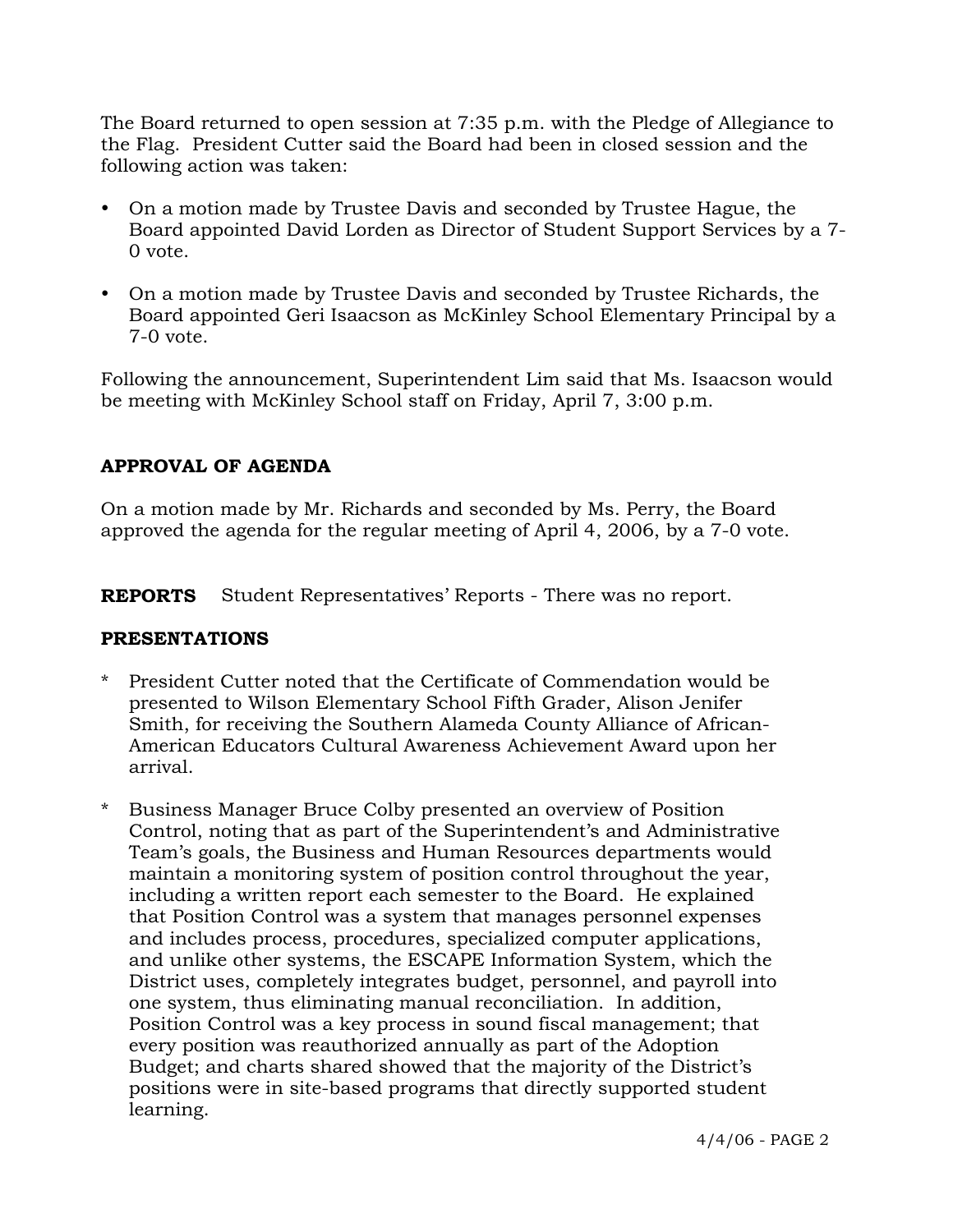The Board returned to open session at 7:35 p.m. with the Pledge of Allegiance to the Flag. President Cutter said the Board had been in closed session and the following action was taken:

- On a motion made by Trustee Davis and seconded by Trustee Hague, the Board appointed David Lorden as Director of Student Support Services by a 7-0 vote.
- On a motion made by Trustee Davis and seconded by Trustee Richards, the Board appointed Geri Isaacson as McKinley School Elementary Principal by a 7-0 vote.

Following the announcement, Superintendent Lim said that Ms. Isaacson would be meeting with McKinley School staff on Friday, April 7, 3:00 p.m.

**APPROVAL OF AGENDA**

On a motion made by Mr. Richards and seconded by Ms. Perry, the Board approved the agenda for the regular meeting of April 4, 2006, by a 7-0 vote.

**REPORTS** Student Representatives' Reports - There was no report.

**PRESENTATIONS**

* President Cutter noted that the Certificate of Commendation would be presented to Wilson Elementary School Fifth Grader, Alison Jenifer Smith, for receiving the Southern Alameda County Alliance of African-American Educators Cultural Awareness Achievement Award upon her arrival.

* Business Manager Bruce Colby presented an overview of Position Control, noting that as part of the Superintendent's and Administrative Team's goals, the Business and Human Resources departments would maintain a monitoring system of position control throughout the year, including a written report each semester to the Board. He explained that Position Control was a system that manages personnel expenses and includes process, procedures, specialized computer applications, and unlike other systems, the ESCAPE Information System, which the District uses, completely integrates budget, personnel, and payroll into one system, thus eliminating manual reconciliation. In addition, Position Control was a key process in sound fiscal management; that every position was reauthorized annually as part of the Adoption Budget; and charts shared showed that the majority of the District's positions were in site-based programs that directly supported student learning.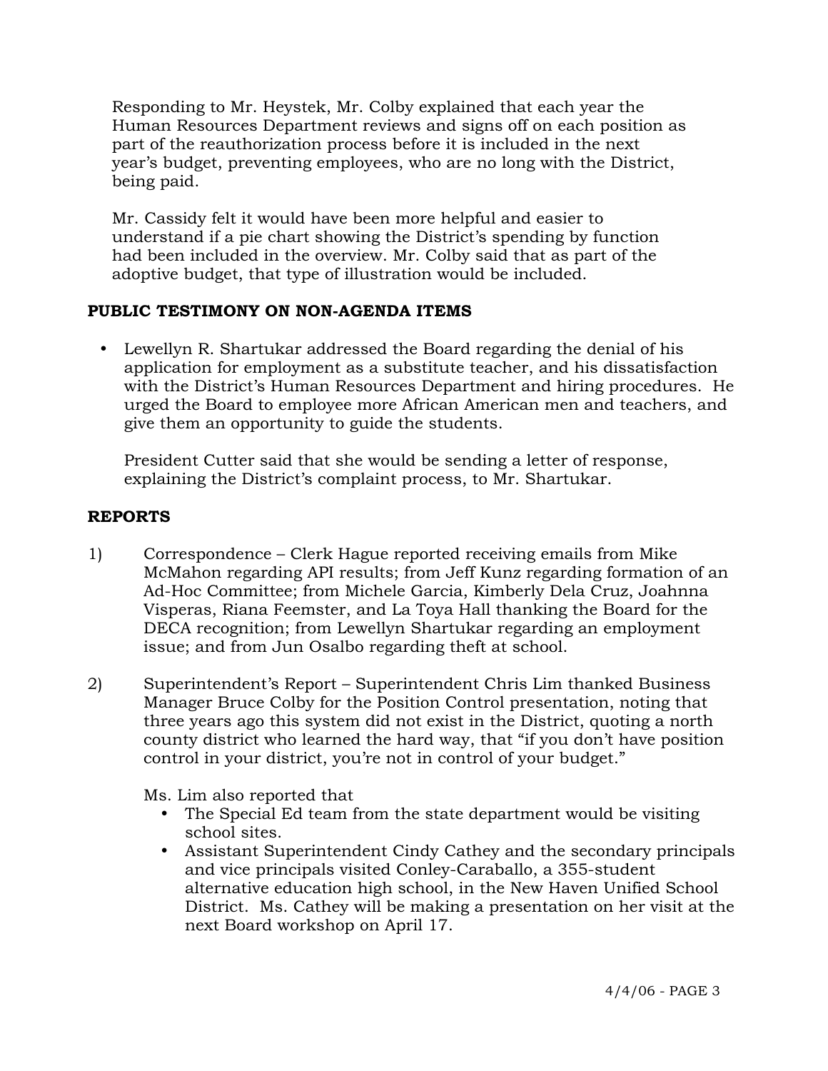Responding to Mr. Heystek, Mr. Colby explained that each year the Human Resources Department reviews and signs off on each position as part of the reauthorization process before it is included in the next year's budget, preventing employees, who are no long with the District, being paid.

Mr. Cassidy felt it would have been more helpful and easier to understand if a pie chart showing the District's spending by function had been included in the overview. Mr. Colby said that as part of the adoptive budget, that type of illustration would be included.

## PUBLIC TESTIMONY ON NON-AGENDA ITEMS

- Lewellyn R. Shartukar addressed the Board regarding the denial of his application for employment as a substitute teacher, and his dissatisfaction with the District's Human Resources Department and hiring procedures. He urged the Board to employee more African American men and teachers, and give them an opportunity to guide the students.

  President Cutter said that she would be sending a letter of response, explaining the District's complaint process, to Mr. Shartukar.

## REPORTS

1) Correspondence – Clerk Hague reported receiving emails from Mike McMahon regarding API results; from Jeff Kunz regarding formation of an Ad-Hoc Committee; from Michele Garcia, Kimberly Dela Cruz, Joahnna Visperas, Riana Feemster, and La Toya Hall thanking the Board for the DECA recognition; from Lewellyn Shartukar regarding an employment issue; and from Jun Osalbo regarding theft at school.

2) Superintendent's Report – Superintendent Chris Lim thanked Business Manager Bruce Colby for the Position Control presentation, noting that three years ago this system did not exist in the District, quoting a north county district who learned the hard way, that "if you don't have position control in your district, you're not in control of your budget."

   Ms. Lim also reported that
   - The Special Ed team from the state department would be visiting school sites.
   - Assistant Superintendent Cindy Cathey and the secondary principals and vice principals visited Conley-Caraballo, a 355-student alternative education high school, in the New Haven Unified School District. Ms. Cathey will be making a presentation on her visit at the next Board workshop on April 17.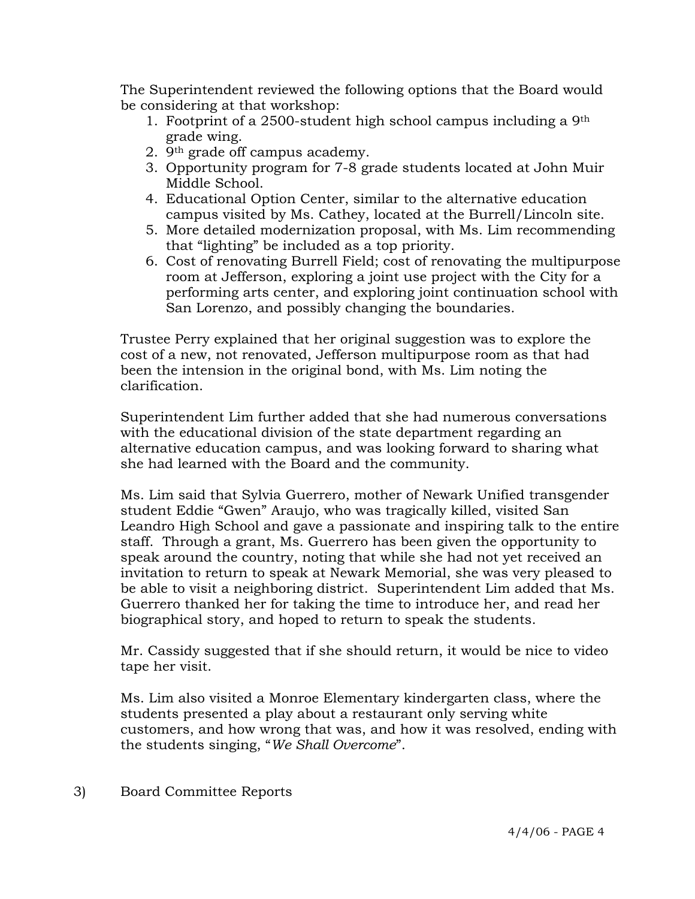The Superintendent reviewed the following options that the Board would be considering at that workshop:

1. Footprint of a 2500-student high school campus including a 9th grade wing.
2. 9th grade off campus academy.
3. Opportunity program for 7-8 grade students located at John Muir Middle School.
4. Educational Option Center, similar to the alternative education campus visited by Ms. Cathey, located at the Burrell/Lincoln site.
5. More detailed modernization proposal, with Ms. Lim recommending that "lighting" be included as a top priority.
6. Cost of renovating Burrell Field; cost of renovating the multipurpose room at Jefferson, exploring a joint use project with the City for a performing arts center, and exploring joint continuation school with San Lorenzo, and possibly changing the boundaries.

Trustee Perry explained that her original suggestion was to explore the cost of a new, not renovated, Jefferson multipurpose room as that had been the intension in the original bond, with Ms. Lim noting the clarification.

Superintendent Lim further added that she had numerous conversations with the educational division of the state department regarding an alternative education campus, and was looking forward to sharing what she had learned with the Board and the community.

Ms. Lim said that Sylvia Guerrero, mother of Newark Unified transgender student Eddie "Gwen" Araujo, who was tragically killed, visited San Leandro High School and gave a passionate and inspiring talk to the entire staff. Through a grant, Ms. Guerrero has been given the opportunity to speak around the country, noting that while she had not yet received an invitation to return to speak at Newark Memorial, she was very pleased to be able to visit a neighboring district. Superintendent Lim added that Ms. Guerrero thanked her for taking the time to introduce her, and read her biographical story, and hoped to return to speak the students.

Mr. Cassidy suggested that if she should return, it would be nice to video tape her visit.

Ms. Lim also visited a Monroe Elementary kindergarten class, where the students presented a play about a restaurant only serving white customers, and how wrong that was, and how it was resolved, ending with the students singing, "*We Shall Overcome*".

3) Board Committee Reports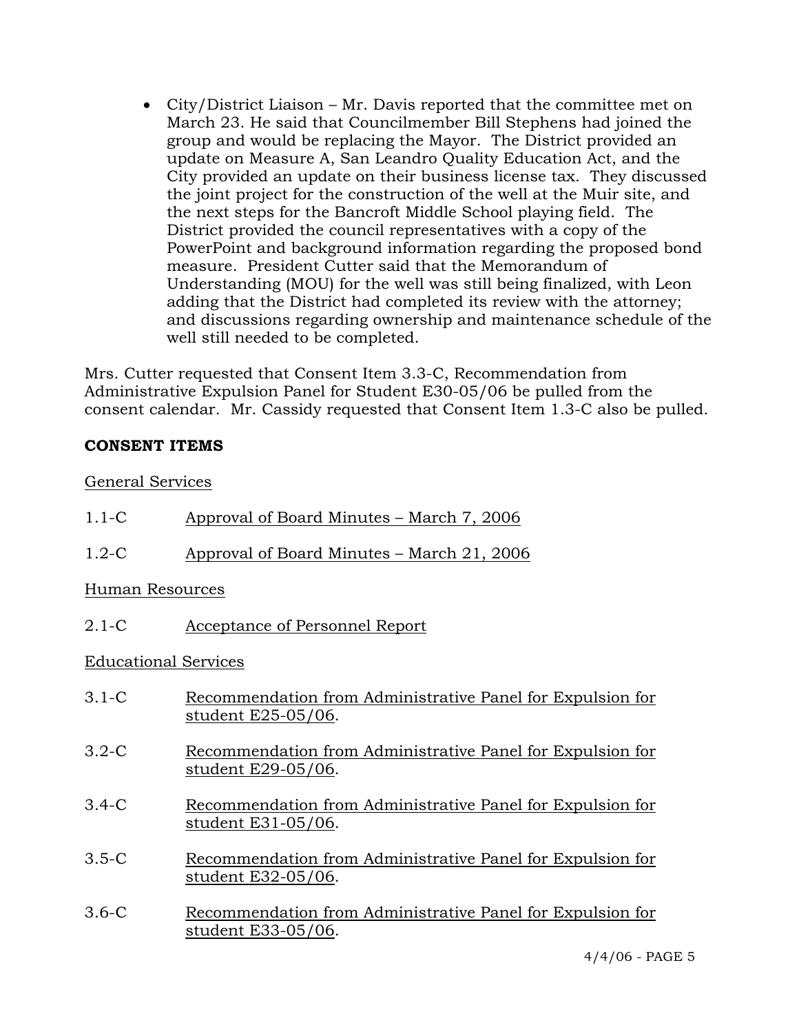- City/District Liaison – Mr. Davis reported that the committee met on March 23. He said that Councilmember Bill Stephens had joined the group and would be replacing the Mayor. The District provided an update on Measure A, San Leandro Quality Education Act, and the City provided an update on their business license tax. They discussed the joint project for the construction of the well at the Muir site, and the next steps for the Bancroft Middle School playing field. The District provided the council representatives with a copy of the PowerPoint and background information regarding the proposed bond measure. President Cutter said that the Memorandum of Understanding (MOU) for the well was still being finalized, with Leon adding that the District had completed its review with the attorney; and discussions regarding ownership and maintenance schedule of the well still needed to be completed.

Mrs. Cutter requested that Consent Item 3.3-C, Recommendation from Administrative Expulsion Panel for Student E30-05/06 be pulled from the consent calendar. Mr. Cassidy requested that Consent Item 1.3-C also be pulled.

**CONSENT ITEMS**

General Services

1.1-C Approval of Board Minutes – March 7, 2006

1.2-C Approval of Board Minutes – March 21, 2006

Human Resources

2.1-C Acceptance of Personnel Report

Educational Services

3.1-C Recommendation from Administrative Panel for Expulsion for student E25-05/06.

3.2-C Recommendation from Administrative Panel for Expulsion for student E29-05/06.

3.4-C Recommendation from Administrative Panel for Expulsion for student E31-05/06.

3.5-C Recommendation from Administrative Panel for Expulsion for student E32-05/06.

3.6-C Recommendation from Administrative Panel for Expulsion for student E33-05/06.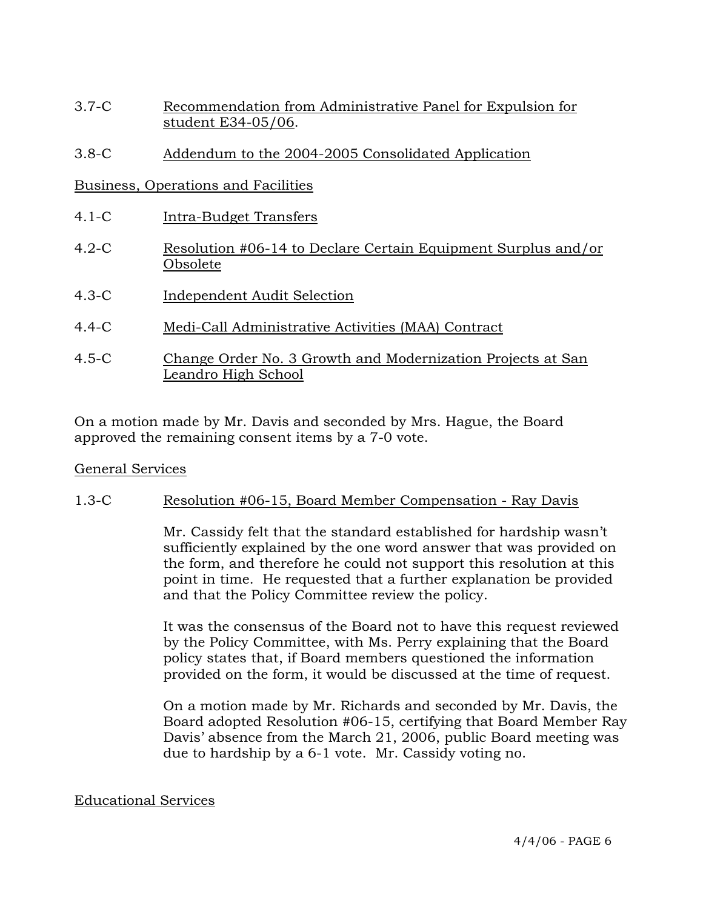3.7-C Recommendation from Administrative Panel for Expulsion for student E34-05/06.

3.8-C Addendum to the 2004-2005 Consolidated Application

Business, Operations and Facilities

4.1-C Intra-Budget Transfers

4.2-C Resolution #06-14 to Declare Certain Equipment Surplus and/or Obsolete

4.3-C Independent Audit Selection

4.4-C Medi-Call Administrative Activities (MAA) Contract

4.5-C Change Order No. 3 Growth and Modernization Projects at San Leandro High School

On a motion made by Mr. Davis and seconded by Mrs. Hague, the Board approved the remaining consent items by a 7-0 vote.

General Services

1.3-C Resolution #06-15, Board Member Compensation - Ray Davis

Mr. Cassidy felt that the standard established for hardship wasn't sufficiently explained by the one word answer that was provided on the form, and therefore he could not support this resolution at this point in time. He requested that a further explanation be provided and that the Policy Committee review the policy.

It was the consensus of the Board not to have this request reviewed by the Policy Committee, with Ms. Perry explaining that the Board policy states that, if Board members questioned the information provided on the form, it would be discussed at the time of request.

On a motion made by Mr. Richards and seconded by Mr. Davis, the Board adopted Resolution #06-15, certifying that Board Member Ray Davis' absence from the March 21, 2006, public Board meeting was due to hardship by a 6-1 vote. Mr. Cassidy voting no.

Educational Services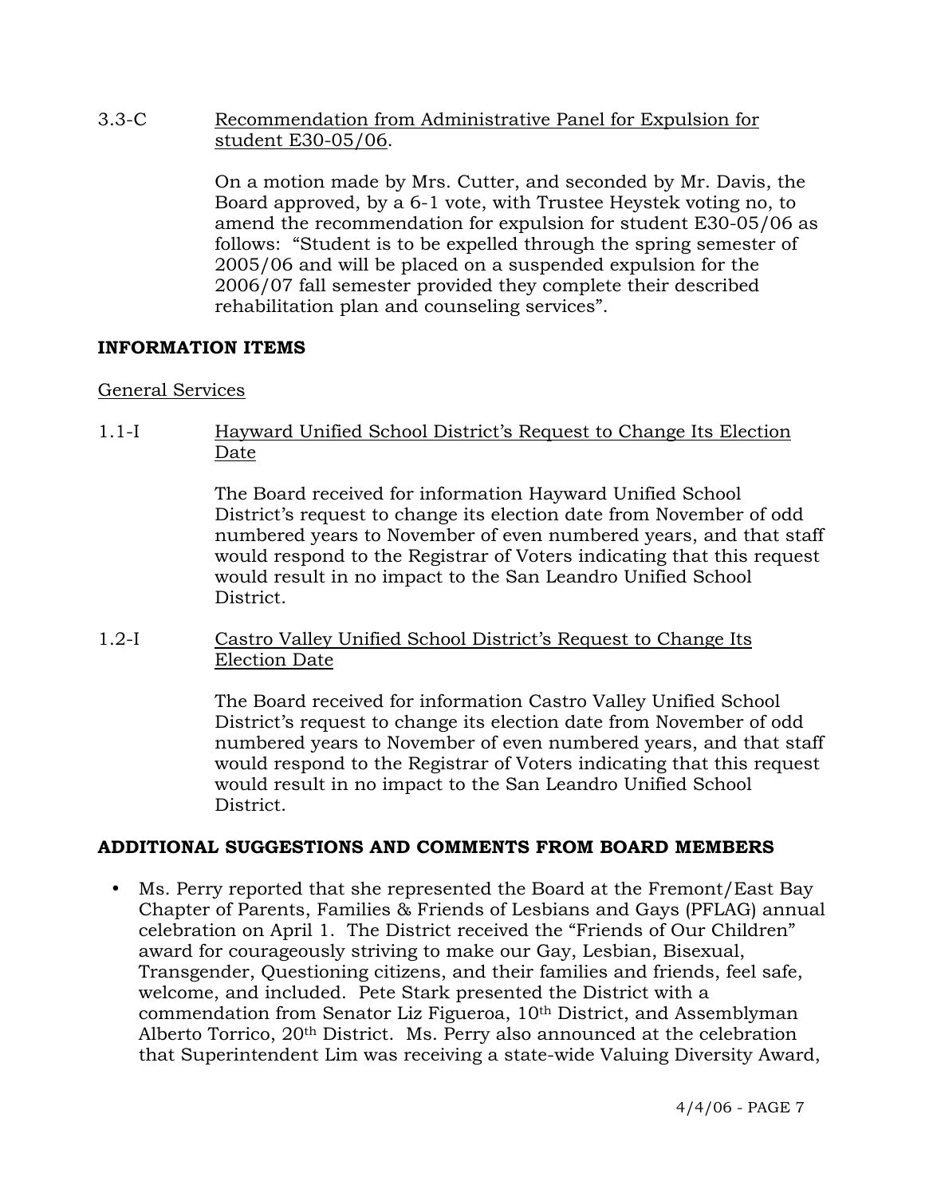3.3-C Recommendation from Administrative Panel for Expulsion for student E30-05/06.

On a motion made by Mrs. Cutter, and seconded by Mr. Davis, the Board approved, by a 6-1 vote, with Trustee Heystek voting no, to amend the recommendation for expulsion for student E30-05/06 as follows: "Student is to be expelled through the spring semester of 2005/06 and will be placed on a suspended expulsion for the 2006/07 fall semester provided they complete their described rehabilitation plan and counseling services".

## INFORMATION ITEMS

General Services

1.1-I Hayward Unified School District's Request to Change Its Election Date

The Board received for information Hayward Unified School District's request to change its election date from November of odd numbered years to November of even numbered years, and that staff would respond to the Registrar of Voters indicating that this request would result in no impact to the San Leandro Unified School District.

1.2-I Castro Valley Unified School District's Request to Change Its Election Date

The Board received for information Castro Valley Unified School District's request to change its election date from November of odd numbered years to November of even numbered years, and that staff would respond to the Registrar of Voters indicating that this request would result in no impact to the San Leandro Unified School District.

## ADDITIONAL SUGGESTIONS AND COMMENTS FROM BOARD MEMBERS

- Ms. Perry reported that she represented the Board at the Fremont/East Bay Chapter of Parents, Families & Friends of Lesbians and Gays (PFLAG) annual celebration on April 1. The District received the "Friends of Our Children" award for courageously striving to make our Gay, Lesbian, Bisexual, Transgender, Questioning citizens, and their families and friends, feel safe, welcome, and included. Pete Stark presented the District with a commendation from Senator Liz Figueroa, 10th District, and Assemblyman Alberto Torrico, 20th District. Ms. Perry also announced at the celebration that Superintendent Lim was receiving a state-wide Valuing Diversity Award,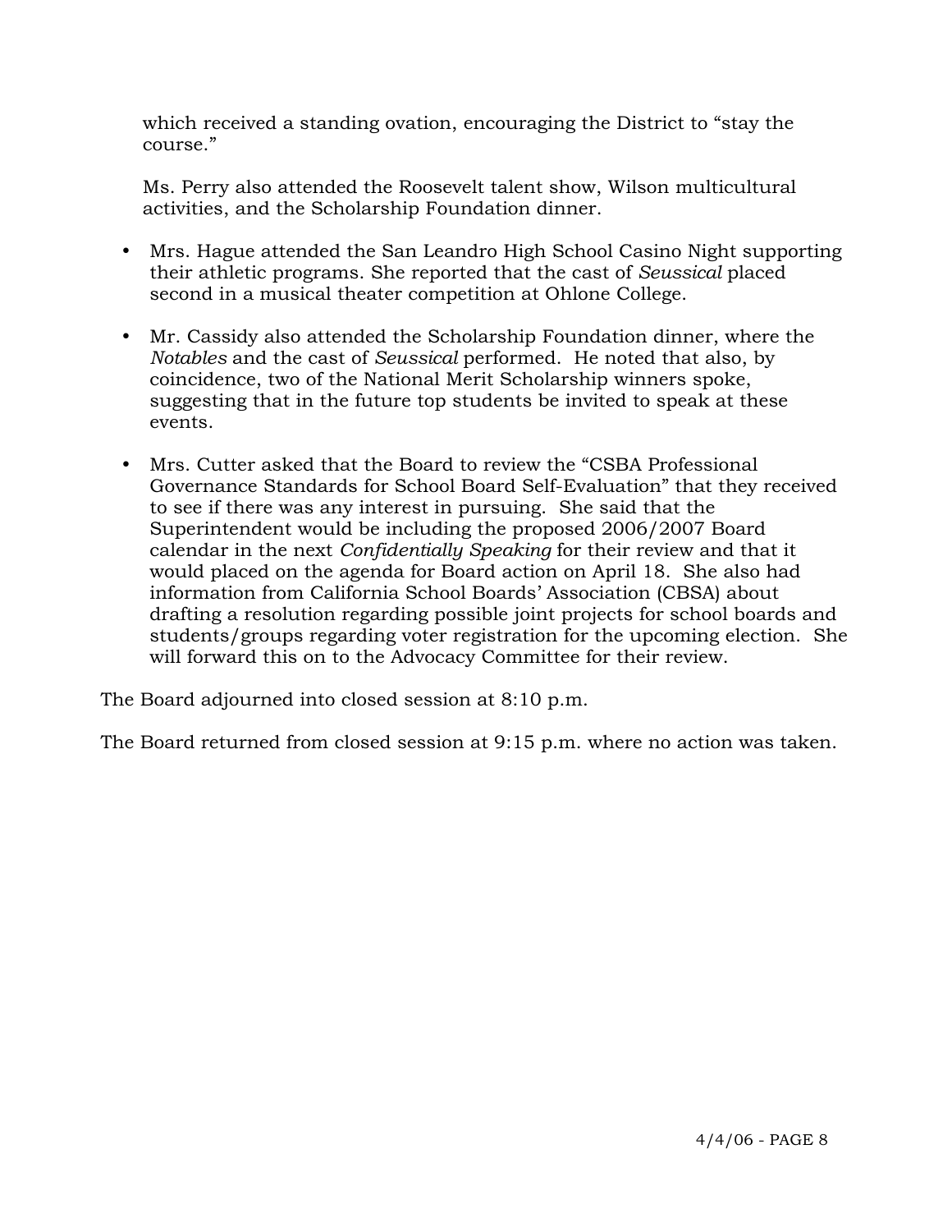which received a standing ovation, encouraging the District to "stay the course."

Ms. Perry also attended the Roosevelt talent show, Wilson multicultural activities, and the Scholarship Foundation dinner.

- Mrs. Hague attended the San Leandro High School Casino Night supporting their athletic programs. She reported that the cast of *Seussical* placed second in a musical theater competition at Ohlone College.

- Mr. Cassidy also attended the Scholarship Foundation dinner, where the *Notables* and the cast of *Seussical* performed. He noted that also, by coincidence, two of the National Merit Scholarship winners spoke, suggesting that in the future top students be invited to speak at these events.

- Mrs. Cutter asked that the Board to review the "CSBA Professional Governance Standards for School Board Self-Evaluation" that they received to see if there was any interest in pursuing. She said that the Superintendent would be including the proposed 2006/2007 Board calendar in the next *Confidentially Speaking* for their review and that it would placed on the agenda for Board action on April 18. She also had information from California School Boards' Association (CBSA) about drafting a resolution regarding possible joint projects for school boards and students/groups regarding voter registration for the upcoming election. She will forward this on to the Advocacy Committee for their review.

The Board adjourned into closed session at 8:10 p.m.

The Board returned from closed session at 9:15 p.m. where no action was taken.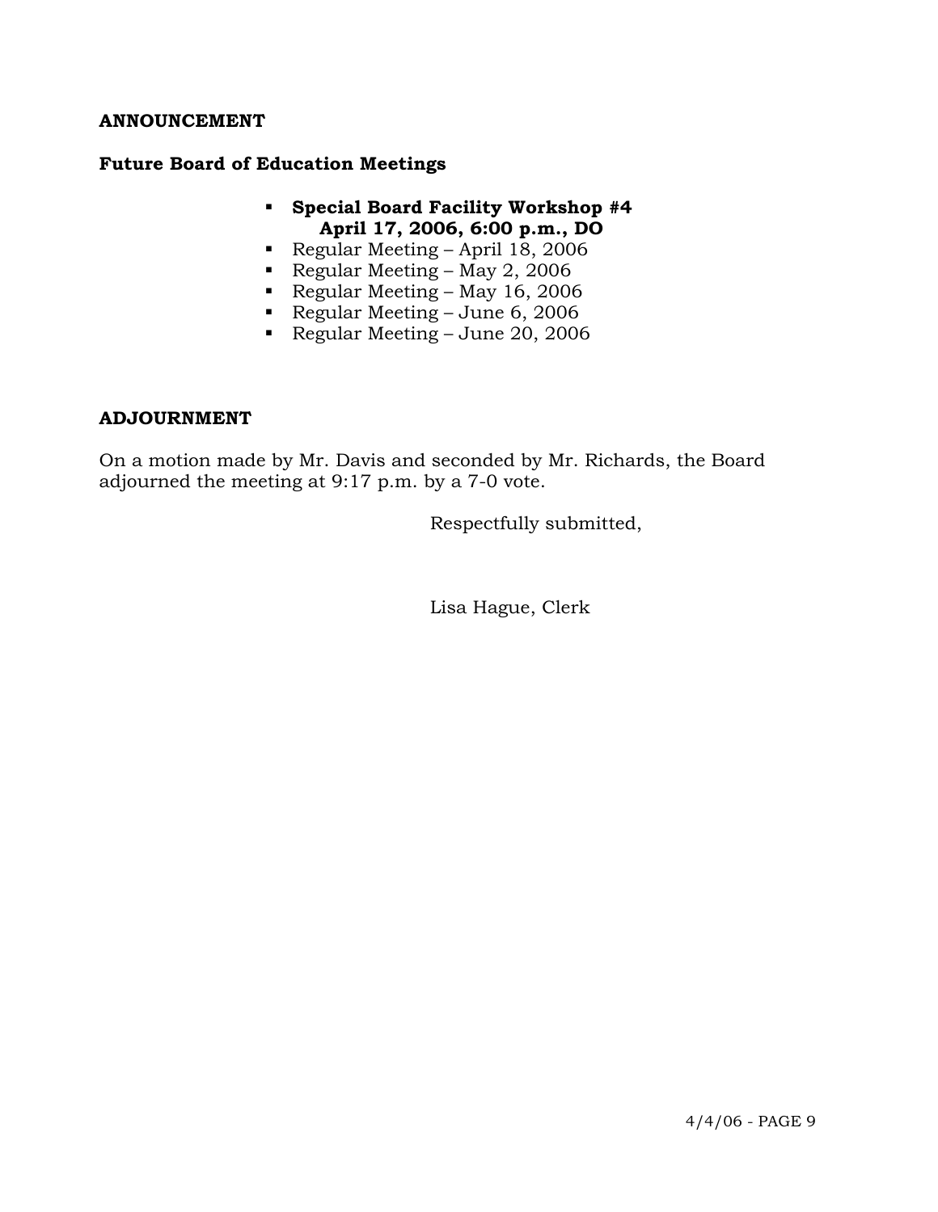**ANNOUNCEMENT**

**Future Board of Education Meetings**

- **Special Board Facility Workshop #4 April 17, 2006, 6:00 p.m., DO**
- Regular Meeting – April 18, 2006
- Regular Meeting – May 2, 2006
- Regular Meeting – May 16, 2006
- Regular Meeting – June 6, 2006
- Regular Meeting – June 20, 2006

**ADJOURNMENT**

On a motion made by Mr. Davis and seconded by Mr. Richards, the Board adjourned the meeting at 9:17 p.m. by a 7-0 vote.

Respectfully submitted,

Lisa Hague, Clerk